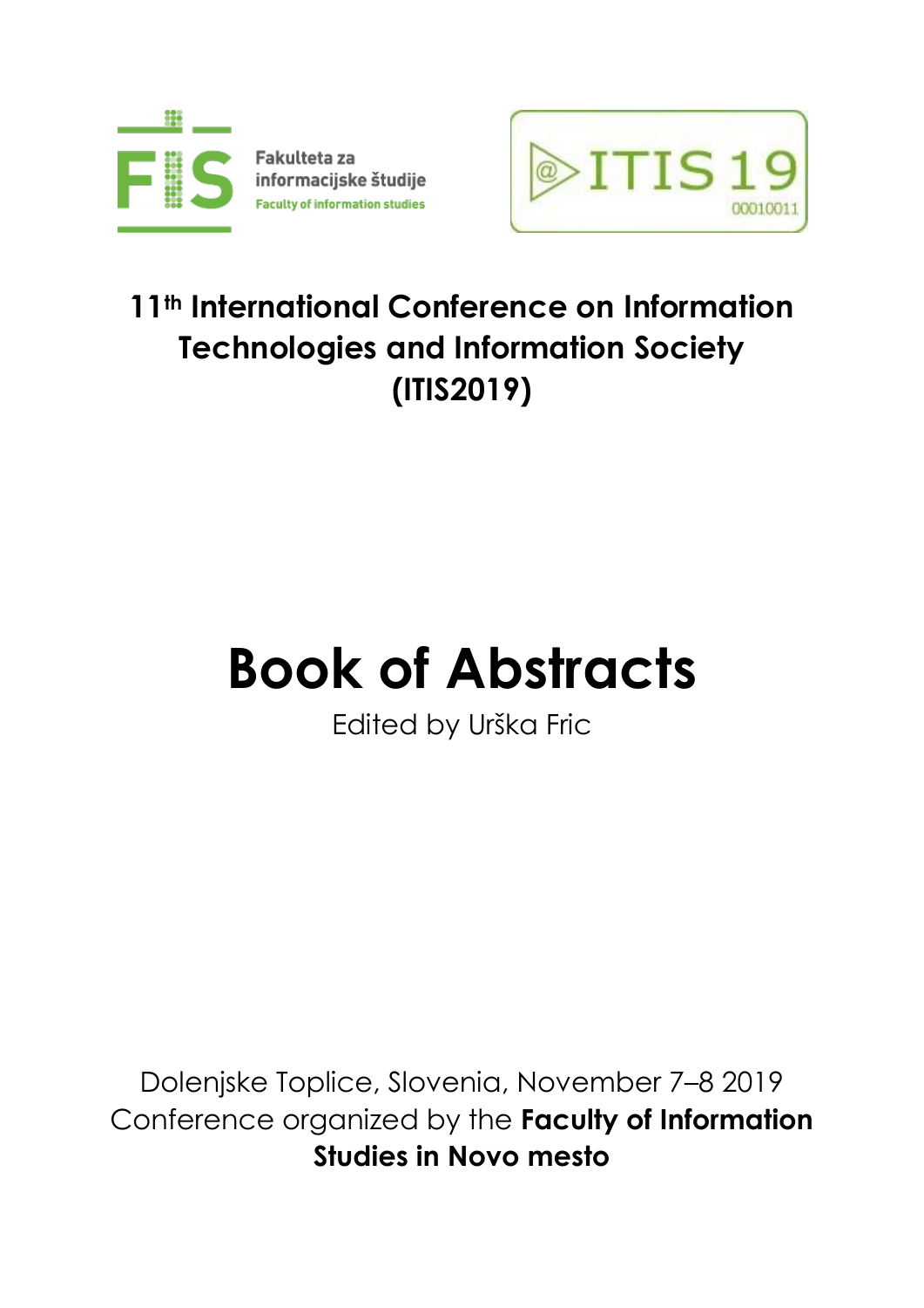Fakulteta za informacijske študije
Faculty of information studies

ITIS 19
00010011

## 11th International Conference on Information Technologies and Information Society (ITIS2019)

# Book of Abstracts

Edited by Urška Fric

Dolenjske Toplice, Slovenia, November 7–8 2019
Conference organized by the **Faculty of Information Studies in Novo mesto**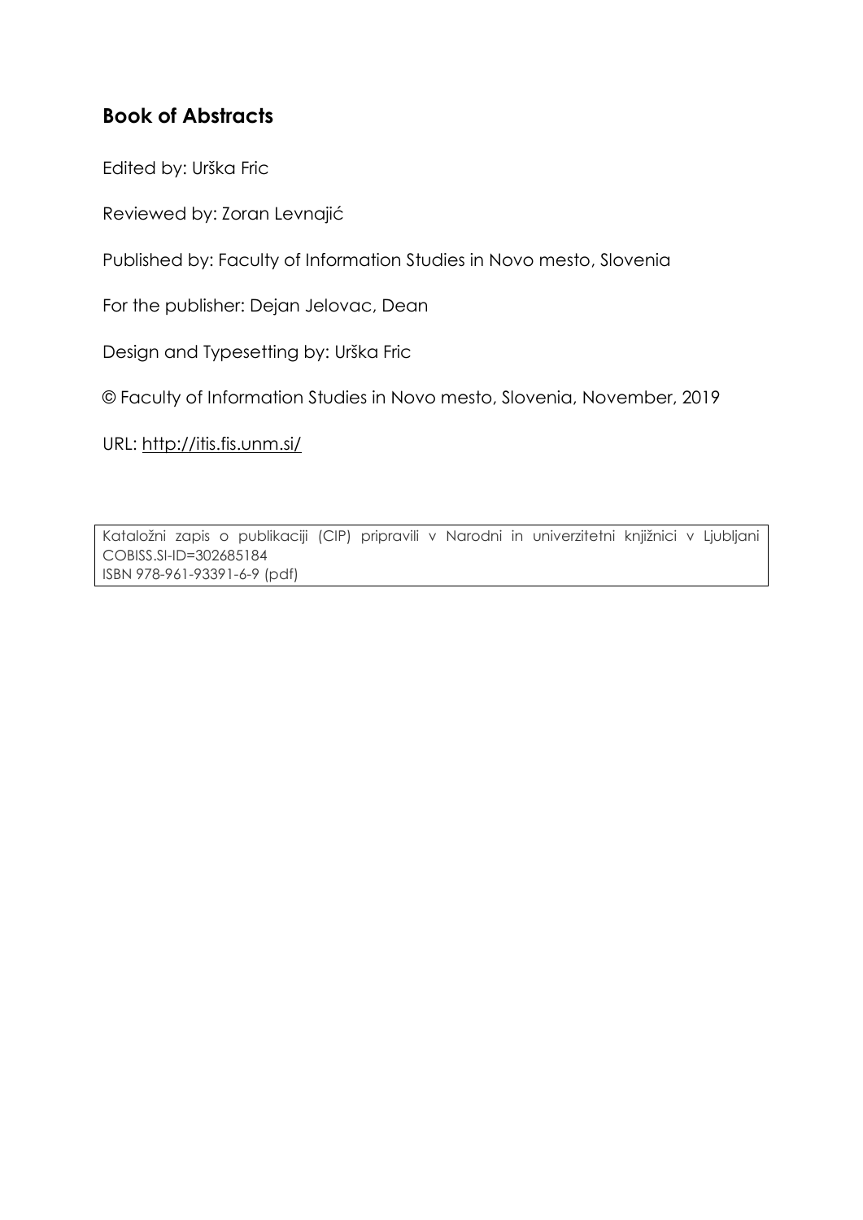## Book of Abstracts

Edited by: Urška Fric

Reviewed by: Zoran Levnajić

Published by: Faculty of Information Studies in Novo mesto, Slovenia

For the publisher: Dejan Jelovac, Dean

Design and Typesetting by: Urška Fric

© Faculty of Information Studies in Novo mesto, Slovenia, November, 2019

URL: http://itis.fis.unm.si/

KatEložni zapis o publikaciji (CIP) pripravili v Narodni in univerzitetni knjižnici v Ljubljani
COBISS.SI-ID=302685184
ISBN 978-961-93391-6-9 (pdf)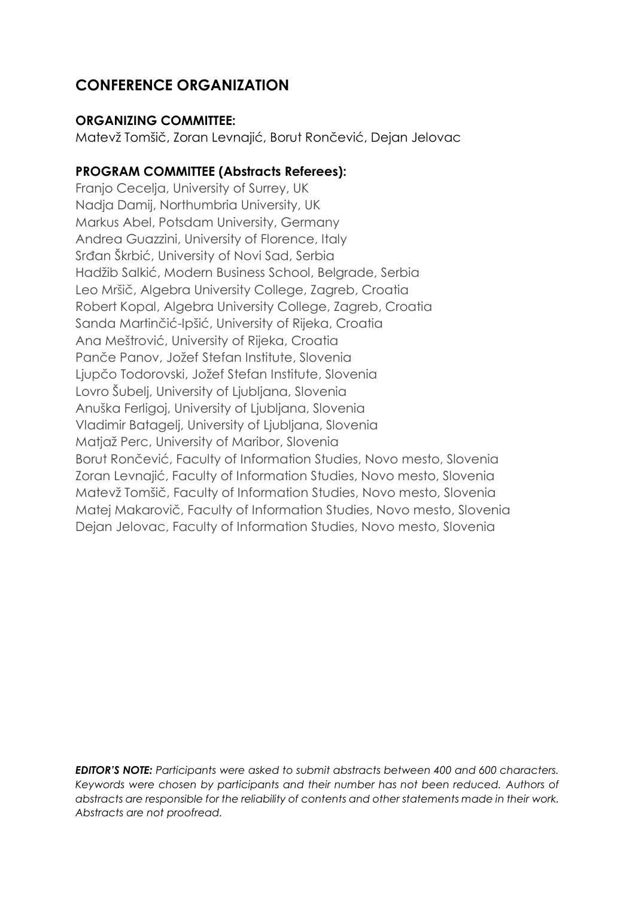# CONFERENCE ORGANIZATION

**ORGANIZING COMMITTEE:**

Matevž Tomšič, Zoran Levnajić, Borut Rončević, Dejan Jelovac

**PROGRAM COMMITTEE (Abstracts Referees):**

Franjo Cecelja, University of Surrey, UK
Nadja Damij, Northumbria University, UK
Markus Abel, Potsdam University, Germany
Andrea Guazzini, University of Florence, Italy
Srđan Škrbić, University of Novi Sad, Serbia
Hadžib Salkić, Modern Business School, Belgrade, Serbia
Leo Mršič, Algebra University College, Zagreb, Croatia
Robert Kopal, Algebra University College, Zagreb, Croatia
Sanda Martinčić-Ipšić, University of Rijeka, Croatia
Ana Meštrović, University of Rijeka, Croatia
Panče Panov, Jožef Stefan Institute, Slovenia
Ljupčo Todorovski, Jožef Stefan Institute, Slovenia
Lovro Šubelj, University of Ljubljana, Slovenia
Anuška Ferligoj, University of Ljubljana, Slovenia
Vladimir Batagelj, University of Ljubljana, Slovenia
Matjaž Perc, University of Maribor, Slovenia
Borut Rončević, Faculty of Information Studies, Novo mesto, Slovenia
Zoran Levnajić, Faculty of Information Studies, Novo mesto, Slovenia
Matevž Tomšič, Faculty of Information Studies, Novo mesto, Slovenia
Matej Makarovič, Faculty of Information Studies, Novo mesto, Slovenia
Dejan Jelovac, Faculty of Information Studies, Novo mesto, Slovenia

***EDITOR'S NOTE:*** *Participants were asked to submit abstracts between 400 and 600 characters. Keywords were chosen by participants and their number has not been reduced. Authors of abstracts are responsible for the reliability of contents and other statements made in their work. Abstracts are not proofread.*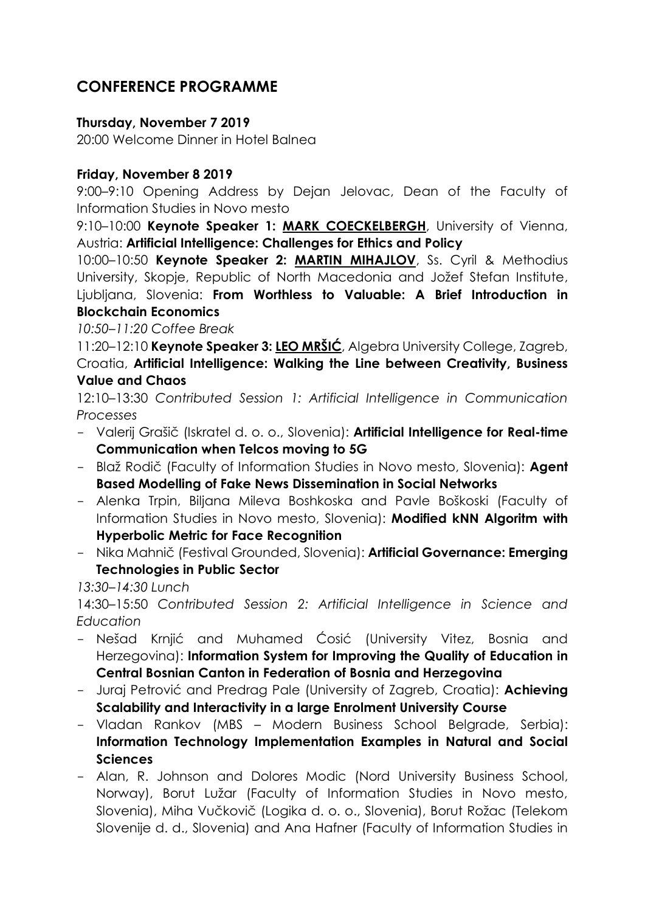## CONFERENCE PROGRAMME

**Thursday, November 7 2019**

20:00 Welcome Dinner in Hotel Balnea

**Friday, November 8 2019**

9:00–9:10 Opening Address by Dejan Jelovac, Dean of the Faculty of Information Studies in Novo mesto

9:10–10:00 **Keynote Speaker 1: MARK COECKELBERGH**, University of Vienna, Austria: **Artificial Intelligence: Challenges for Ethics and Policy**

10:00–10:50 **Keynote Speaker 2: MARTIN MIHAJLOV**, Ss. Cyril & Methodius University, Skopje, Republic of North Macedonia and Jožef Stefan Institute, Ljubljana, Slovenia: **From Worthless to Valuable: A Brief Introduction in Blockchain Economics**

*10:50–11:20 Coffee Break*

11:20–12:10 **Keynote Speaker 3: LEO MRŠIĆ**, Algebra University College, Zagreb, Croatia, **Artificial Intelligence: Walking the Line between Creativity, Business Value and Chaos**

12:10–13:30 *Contributed Session 1: Artificial Intelligence in Communication Processes*

- Valerij Grašič (Iskratel d. o. o., Slovenia): **Artificial Intelligence for Real-time Communication when Telcos moving to 5G**
- Blaž Rodič (Faculty of Information Studies in Novo mesto, Slovenia): **Agent Based Modelling of Fake News Dissemination in Social Networks**
- Alenka Trpin, Biljana Mileva Boshkoska and Pavle Boškoski (Faculty of Information Studies in Novo mesto, Slovenia): **Modified kNN Algoritm with Hyperbolic Metric for Face Recognition**
- Nika Mahnič (Festival Grounded, Slovenia): **Artificial Governance: Emerging Technologies in Public Sector**

*13:30–14:30 Lunch*

14:30–15:50 *Contributed Session 2: Artificial Intelligence in Science and Education*

- Nešad Krnjić and Muhamed Ćosić (University Vitez, Bosnia and Herzegovina): **Information System for Improving the Quality of Education in Central Bosnian Canton in Federation of Bosnia and Herzegovina**
- Juraj Petrović and Predrag Pale (University of Zagreb, Croatia): **Achieving Scalability and Interactivity in a large Enrolment University Course**
- Vladan Rankov (MBS – Modern Business School Belgrade, Serbia): **Information Technology Implementation Examples in Natural and Social Sciences**
- Alan, R. Johnson and Dolores Modic (Nord University Business School, Norway), Borut Lužar (Faculty of Information Studies in Novo mesto, Slovenia), Miha Vučkovič (Logika d. o. o., Slovenia), Borut Rožac (Telekom Slovenije d. d., Slovenia) and Ana Hafner (Faculty of Information Studies in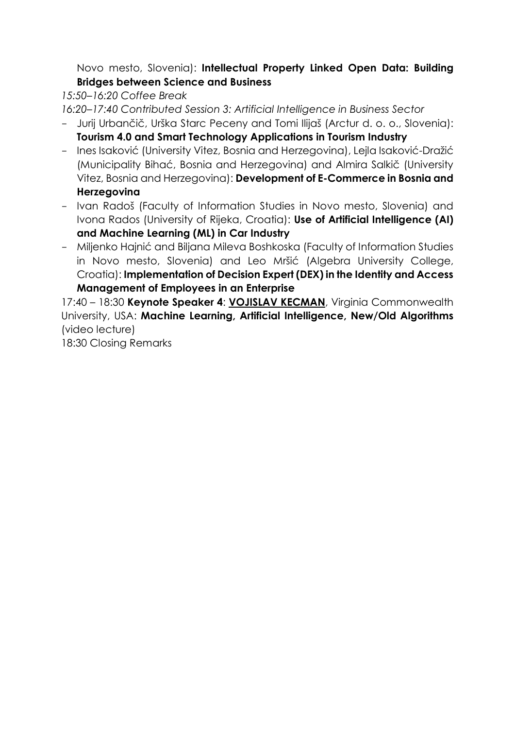Novo mesto, Slovenia): **Intellectual Property Linked Open Data: Building Bridges between Science and Business**

*15:50–16:20 Coffee Break*

*16:20–17:40 Contributed Session 3: Artificial Intelligence in Business Sector*

- Jurij Urbančič, Urška Starc Peceny and Tomi Ilijaš (Arctur d. o. o., Slovenia): **Tourism 4.0 and Smart Technology Applications in Tourism Industry**
- Ines Isaković (University Vitez, Bosnia and Herzegovina), Lejla Isaković-Dražić (Municipality Bihać, Bosnia and Herzegovina) and Almira Salkič (University Vitez, Bosnia and Herzegovina): **Development of E-Commerce in Bosnia and Herzegovina**
- Ivan Radoš (Faculty of Information Studies in Novo mesto, Slovenia) and Ivona Rados (University of Rijeka, Croatia): **Use of Artificial Intelligence (AI) and Machine Learning (ML) in Car Industry**
- Miljenko Hajnić and Biljana Mileva Boshkoska (Faculty of Information Studies in Novo mesto, Slovenia) and Leo Mršić (Algebra University College, Croatia): **Implementation of Decision Expert (DEX) in the Identity and Access Management of Employees in an Enterprise**

17:40 – 18:30 **Keynote Speaker 4**: **VOJISLAV KECMAN**, Virginia Commonwealth University, USA: **Machine Learning, Artificial Intelligence, New/Old Algorithms** (video lecture)

18:30 Closing Remarks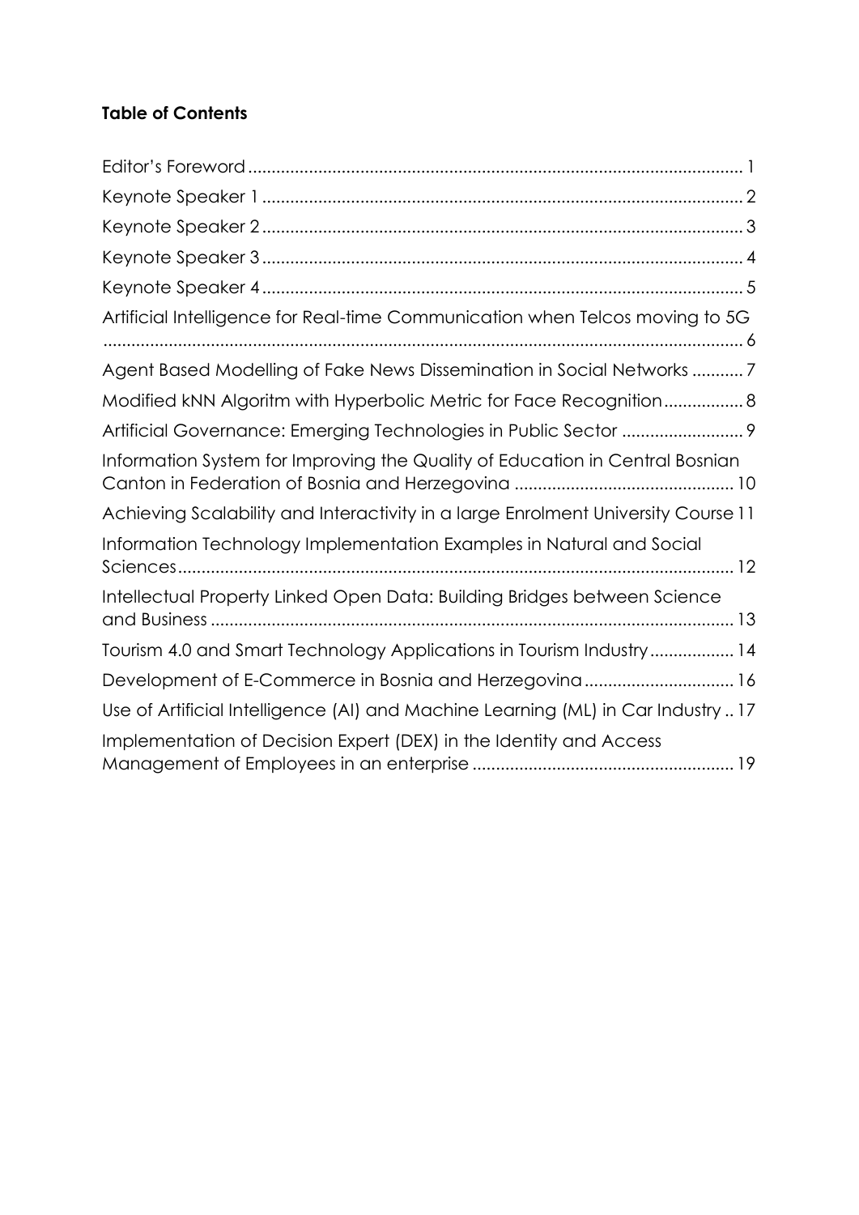**Table of Contents**

Editor's Foreword ........................................................................................................ 1

Keynote Speaker 1 ...................................................................................................... 2

Keynote Speaker 2 ...................................................................................................... 3

Keynote Speaker 3 ...................................................................................................... 4

Keynote Speaker 4 ...................................................................................................... 5

Artificial Intelligence for Real-time Communication when Telcos moving to 5G ........................................................................................................................................ 6

Agent Based Modelling of Fake News Dissemination in Social Networks ........... 7

Modified kNN Algoritm with Hyperbolic Metric for Face Recognition ................. 8

Artificial Governance: Emerging Technologies in Public Sector .......................... 9

Information System for Improving the Quality of Education in Central Bosnian Canton in Federation of Bosnia and Herzegovina .............................................. 10

Achieving Scalability and Interactivity in a large Enrolment University Course 11

Information Technology Implementation Examples in Natural and Social Sciences ..................................................................................................................... 12

Intellectual Property Linked Open Data: Building Bridges between Science and Business .............................................................................................................. 13

Tourism 4.0 and Smart Technology Applications in Tourism Industry .................. 14

Development of E-Commerce in Bosnia and Herzegovina ................................ 16

Use of Artificial Intelligence (AI) and Machine Learning (ML) in Car Industry .. 17

Implementation of Decision Expert (DEX) in the Identity and Access Management of Employees in an enterprise ........................................................ 19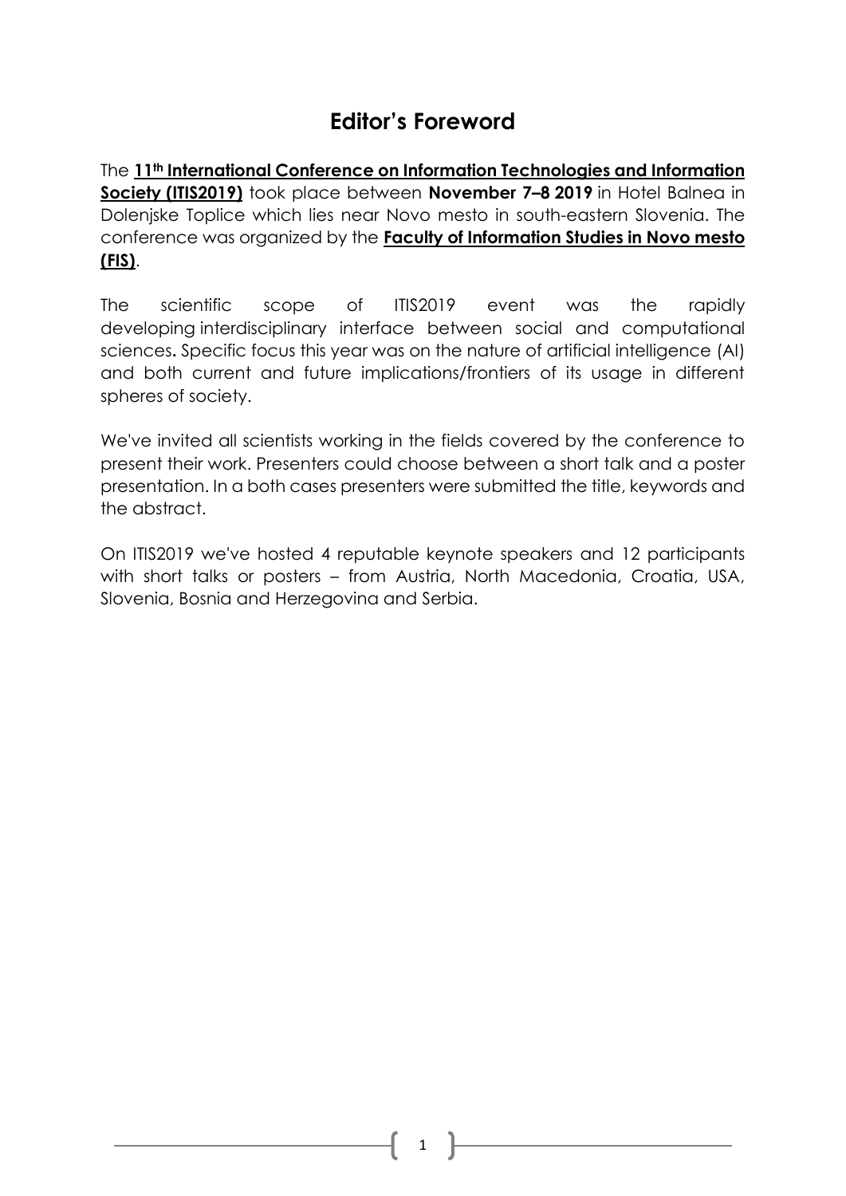# Editor's Foreword

The **11th International Conference on Information Technologies and Information Society (ITIS2019)** took place between **November 7–8 2019** in Hotel Balnea in Dolenjske Toplice which lies near Novo mesto in south-eastern Slovenia. The conference was organized by the **Faculty of Information Studies in Novo mesto (FIS)**.

The scientific scope of ITIS2019 event was the rapidly developing interdisciplinary interface between social and computational sciences**.** Specific focus this year was on the nature of artificial intelligence (AI) and both current and future implications/frontiers of its usage in different spheres of society.

We've invited all scientists working in the fields covered by the conference to present their work. Presenters could choose between a short talk and a poster presentation. In a both cases presenters were submitted the title, keywords and the abstract.

On ITIS2019 we've hosted 4 reputable keynote speakers and 12 participants with short talks or posters – from Austria, North Macedonia, Croatia, USA, Slovenia, Bosnia and Herzegovina and Serbia.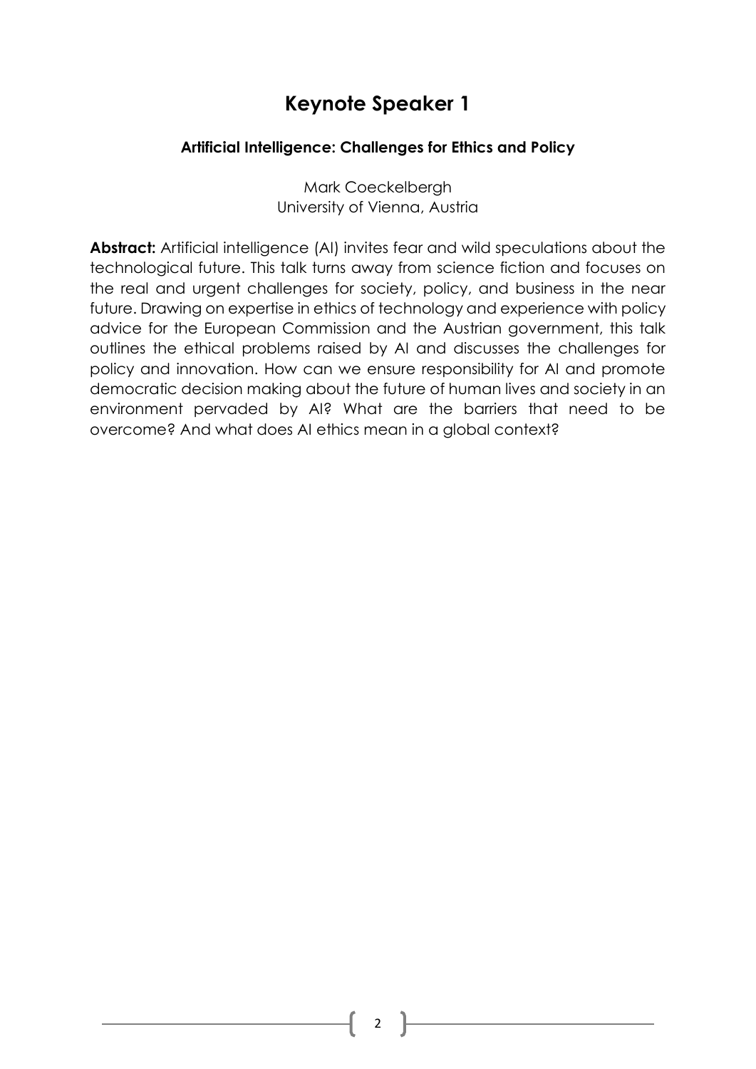# Keynote Speaker 1

### Artificial Intelligence: Challenges for Ethics and Policy

Mark Coeckelbergh
University of Vienna, Austria

**Abstract:** Artificial intelligence (AI) invites fear and wild speculations about the technological future. This talk turns away from science fiction and focuses on the real and urgent challenges for society, policy, and business in the near future. Drawing on expertise in ethics of technology and experience with policy advice for the European Commission and the Austrian government, this talk outlines the ethical problems raised by AI and discusses the challenges for policy and innovation. How can we ensure responsibility for AI and promote democratic decision making about the future of human lives and society in an environment pervaded by AI? What are the barriers that need to be overcome? And what does AI ethics mean in a global context?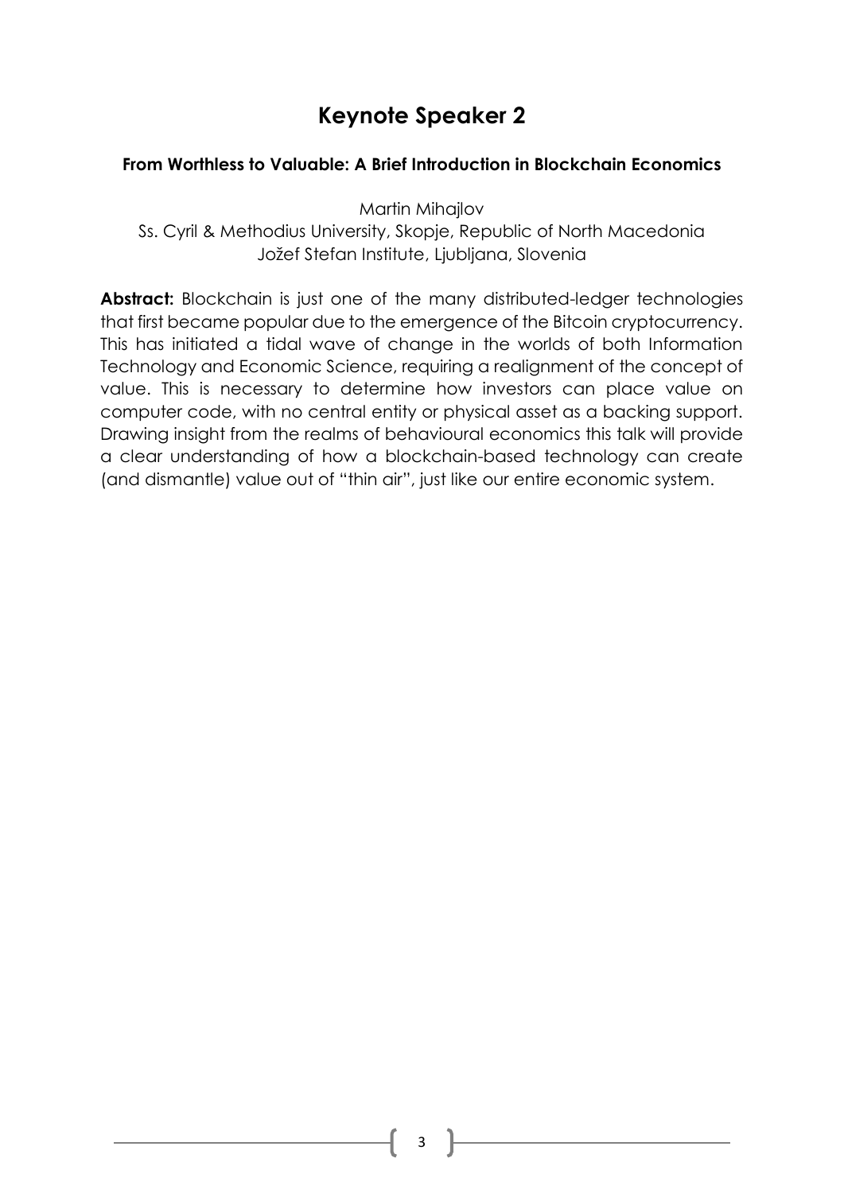# Keynote Speaker 2

### From Worthless to Valuable: A Brief Introduction in Blockchain Economics

Martin Mihajlov

Ss. Cyril & Methodius University, Skopje, Republic of North Macedonia
Jožef Stefan Institute, Ljubljana, Slovenia

**Abstract:** Blockchain is just one of the many distributed-ledger technologies that first became popular due to the emergence of the Bitcoin cryptocurrency. This has initiated a tidal wave of change in the worlds of both Information Technology and Economic Science, requiring a realignment of the concept of value. This is necessary to determine how investors can place value on computer code, with no central entity or physical asset as a backing support. Drawing insight from the realms of behavioural economics this talk will provide a clear understanding of how a blockchain-based technology can create (and dismantle) value out of "thin air", just like our entire economic system.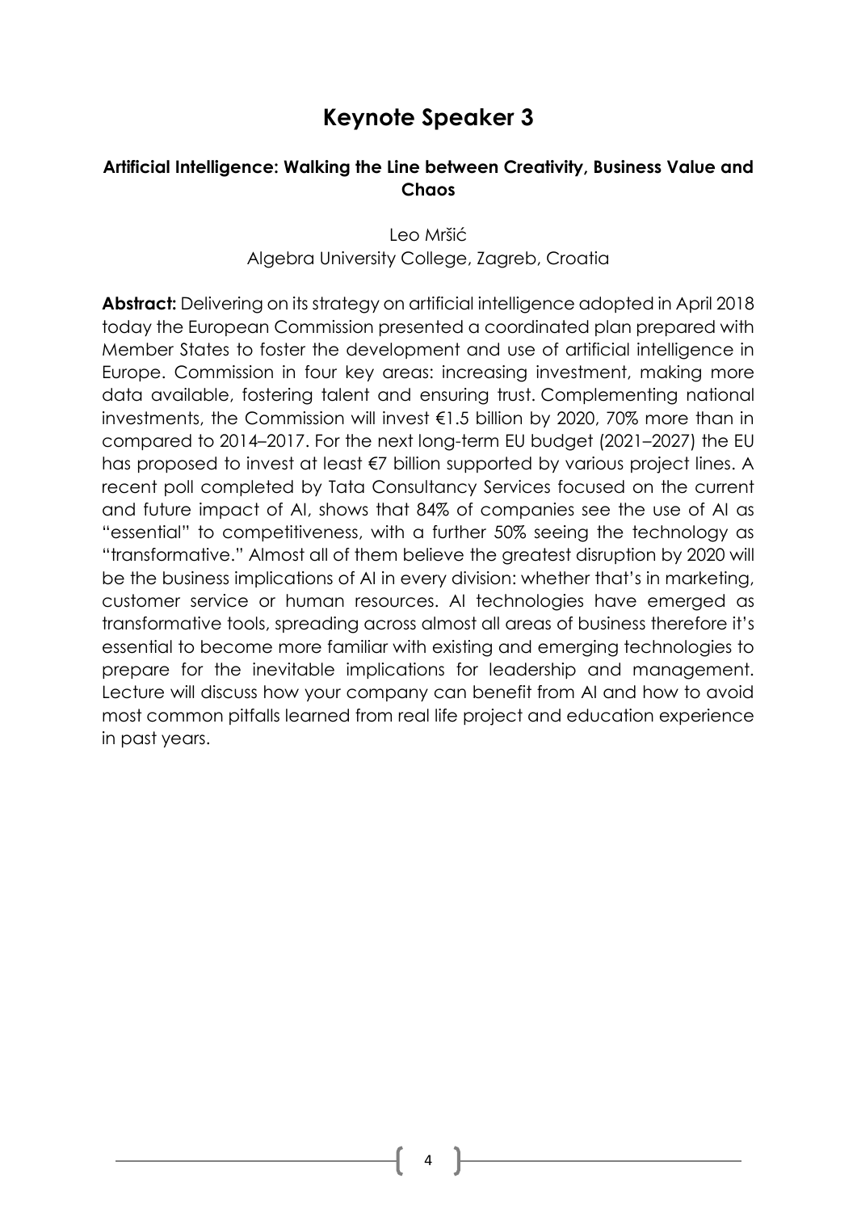# Keynote Speaker 3

### Artificial Intelligence: Walking the Line between Creativity, Business Value and Chaos

Leo Mršić
Algebra University College, Zagreb, Croatia

**Abstract:** Delivering on its strategy on artificial intelligence adopted in April 2018 today the European Commission presented a coordinated plan prepared with Member States to foster the development and use of artificial intelligence in Europe. Commission in four key areas: increasing investment, making more data available, fostering talent and ensuring trust. Complementing national investments, the Commission will invest €1.5 billion by 2020, 70% more than in compared to 2014–2017. For the next long-term EU budget (2021–2027) the EU has proposed to invest at least €7 billion supported by various project lines. A recent poll completed by Tata Consultancy Services focused on the current and future impact of AI, shows that 84% of companies see the use of AI as "essential" to competitiveness, with a further 50% seeing the technology as "transformative." Almost all of them believe the greatest disruption by 2020 will be the business implications of AI in every division: whether that's in marketing, customer service or human resources. AI technologies have emerged as transformative tools, spreading across almost all areas of business therefore it's essential to become more familiar with existing and emerging technologies to prepare for the inevitable implications for leadership and management. Lecture will discuss how your company can benefit from AI and how to avoid most common pitfalls learned from real life project and education experience in past years.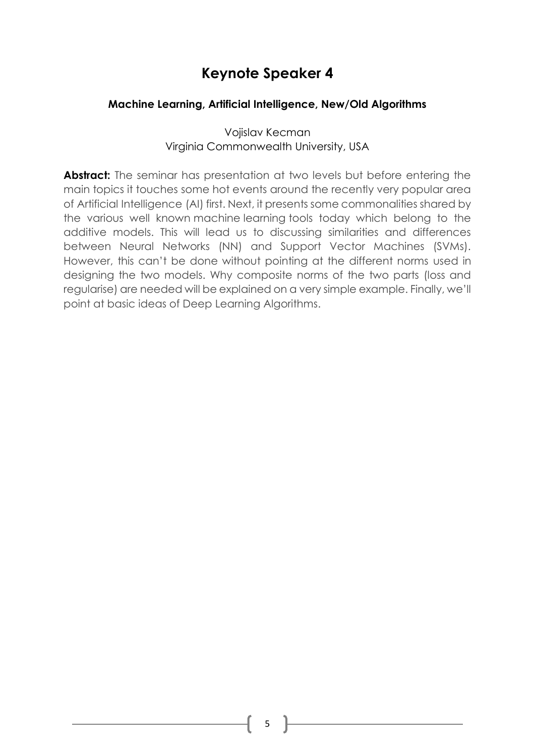# Keynote Speaker 4

### Machine Learning, Artificial Intelligence, New/Old Algorithms

Vojislav Kecman
Virginia Commonwealth University, USA

**Abstract:** The seminar has presentation at two levels but before entering the main topics it touches some hot events around the recently very popular area of Artificial Intelligence (AI) first. Next, it presents some commonalities shared by the various well known machine learning tools today which belong to the additive models. This will lead us to discussing similarities and differences between Neural Networks (NN) and Support Vector Machines (SVMs). However, this can't be done without pointing at the different norms used in designing the two models. Why composite norms of the two parts (loss and regularise) are needed will be explained on a very simple example. Finally, we'll point at basic ideas of Deep Learning Algorithms.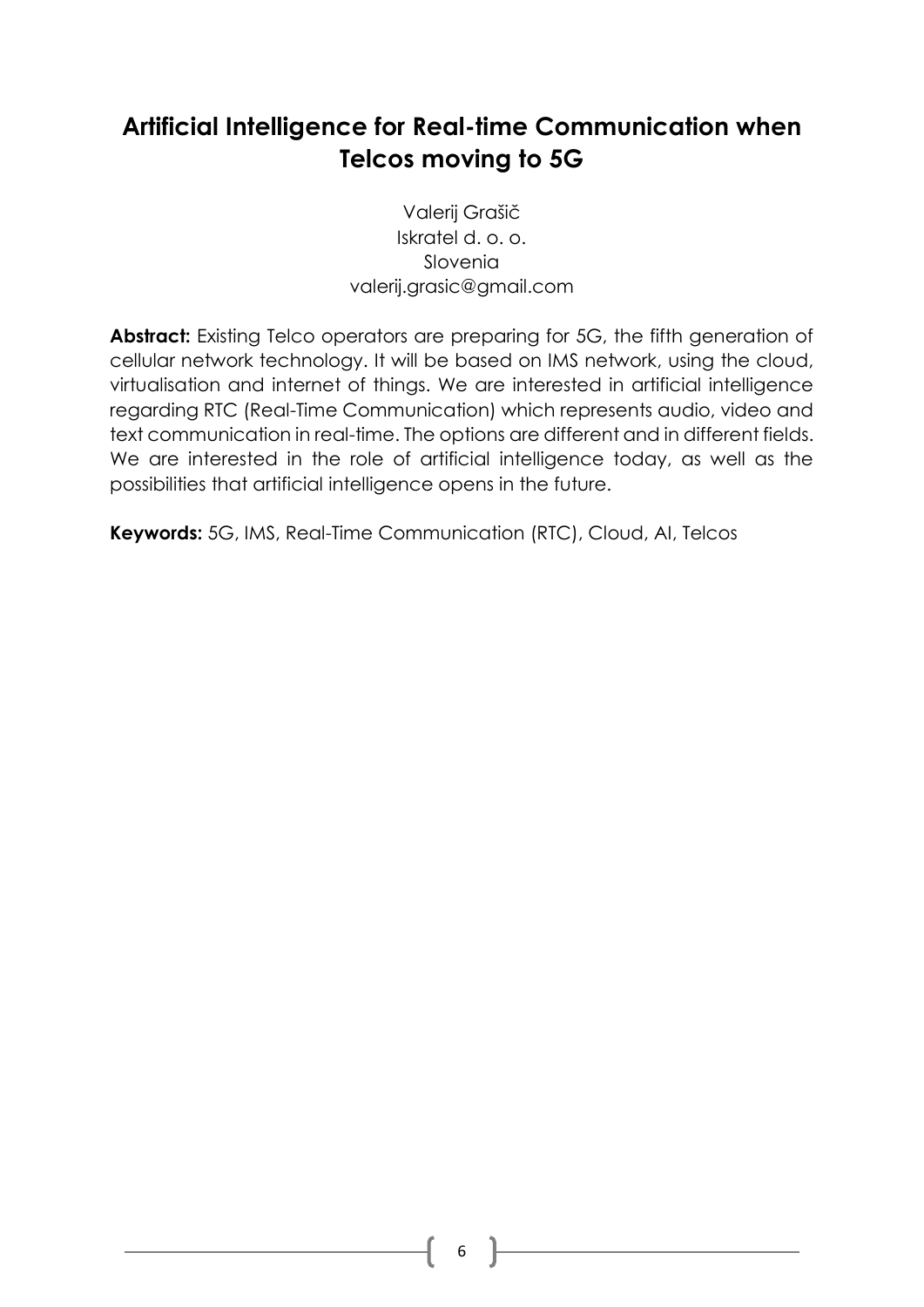# Artificial Intelligence for Real-time Communication when Telcos moving to 5G

Valerij Grašič
Iskratel d. o. o.
Slovenia
valerij.grasic@gmail.com

**Abstract:** Existing Telco operators are preparing for 5G, the fifth generation of cellular network technology. It will be based on IMS network, using the cloud, virtualisation and internet of things. We are interested in artificial intelligence regarding RTC (Real-Time Communication) which represents audio, video and text communication in real-time. The options are different and in different fields. We are interested in the role of artificial intelligence today, as well as the possibilities that artificial intelligence opens in the future.

**Keywords:** 5G, IMS, Real-Time Communication (RTC), Cloud, AI, Telcos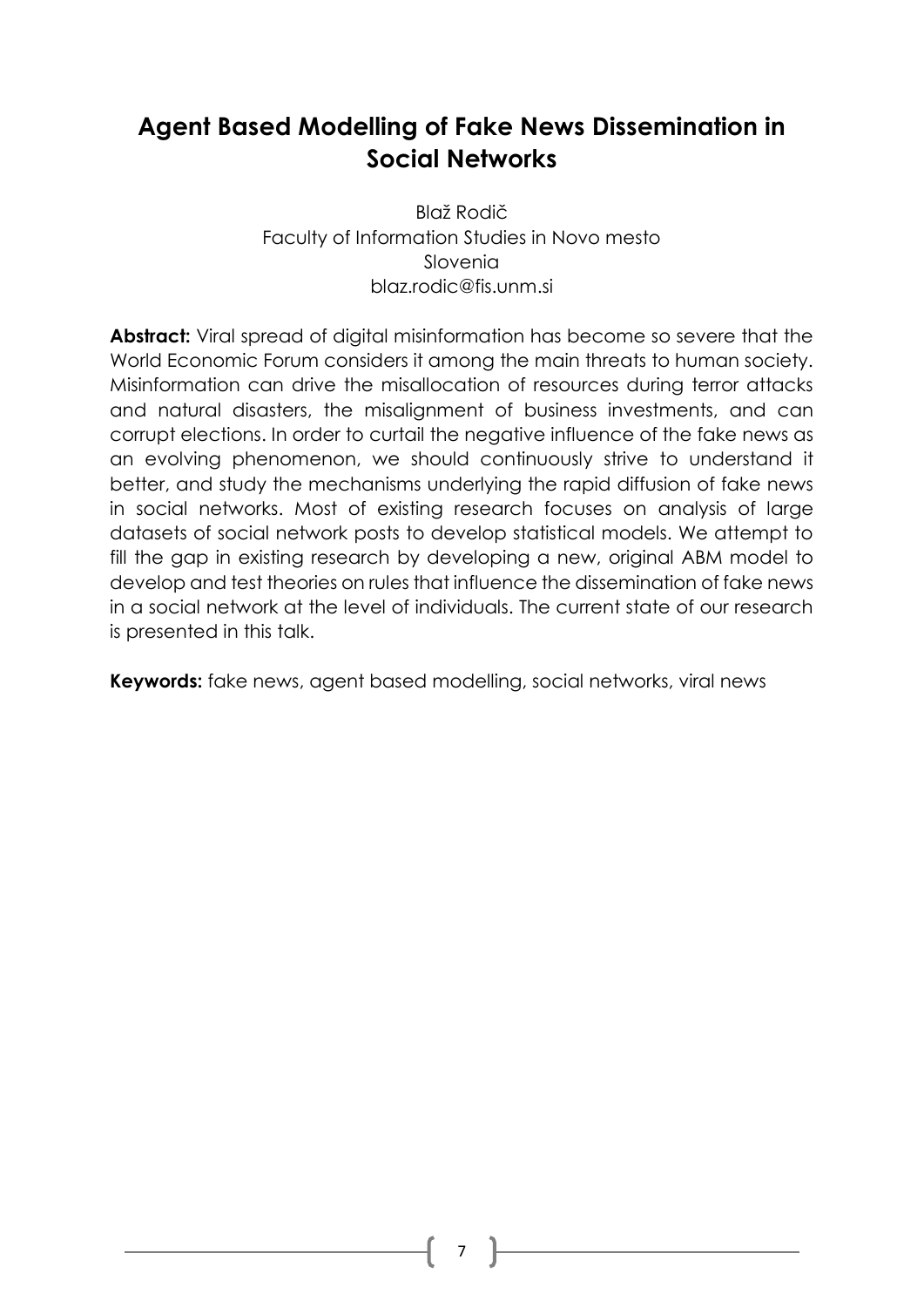# Agent Based Modelling of Fake News Dissemination in Social Networks

Blaž Rodič
Faculty of Information Studies in Novo mesto
Slovenia
blaz.rodic@fis.unm.si

**Abstract:** Viral spread of digital misinformation has become so severe that the World Economic Forum considers it among the main threats to human society. Misinformation can drive the misallocation of resources during terror attacks and natural disasters, the misalignment of business investments, and can corrupt elections. In order to curtail the negative influence of the fake news as an evolving phenomenon, we should continuously strive to understand it better, and study the mechanisms underlying the rapid diffusion of fake news in social networks. Most of existing research focuses on analysis of large datasets of social network posts to develop statistical models. We attempt to fill the gap in existing research by developing a new, original ABM model to develop and test theories on rules that influence the dissemination of fake news in a social network at the level of individuals. The current state of our research is presented in this talk.

**Keywords:** fake news, agent based modelling, social networks, viral news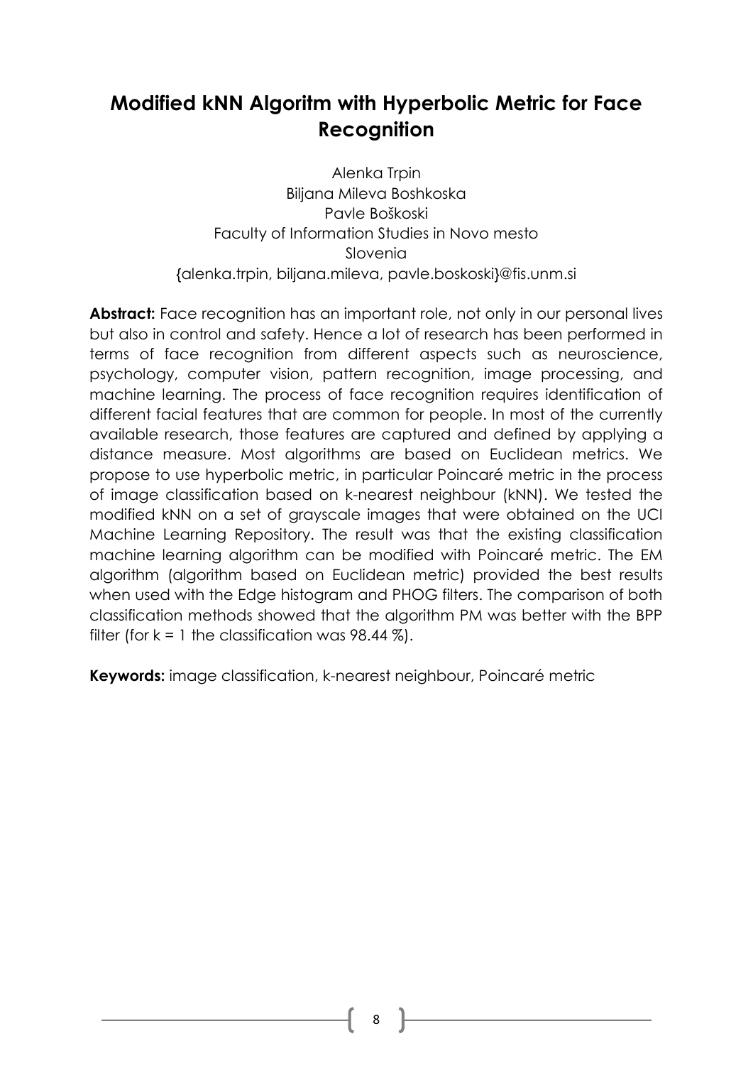# Modified kNN Algoritm with Hyperbolic Metric for Face Recognition

Alenka Trpin
Biljana Mileva Boshkoska
Pavle Boškoski
Faculty of Information Studies in Novo mesto
Slovenia
{alenka.trpin, biljana.mileva, pavle.boskoski}@fis.unm.si

**Abstract:** Face recognition has an important role, not only in our personal lives but also in control and safety. Hence a lot of research has been performed in terms of face recognition from different aspects such as neuroscience, psychology, computer vision, pattern recognition, image processing, and machine learning. The process of face recognition requires identification of different facial features that are common for people. In most of the currently available research, those features are captured and defined by applying a distance measure. Most algorithms are based on Euclidean metrics. We propose to use hyperbolic metric, in particular Poincaré metric in the process of image classification based on k-nearest neighbour (kNN). We tested the modified kNN on a set of grayscale images that were obtained on the UCI Machine Learning Repository. The result was that the existing classification machine learning algorithm can be modified with Poincaré metric. The EM algorithm (algorithm based on Euclidean metric) provided the best results when used with the Edge histogram and PHOG filters. The comparison of both classification methods showed that the algorithm PM was better with the BPP filter (for $k = 1$ the classification was 98.44 %).

**Keywords:** image classification, k-nearest neighbour, Poincaré metric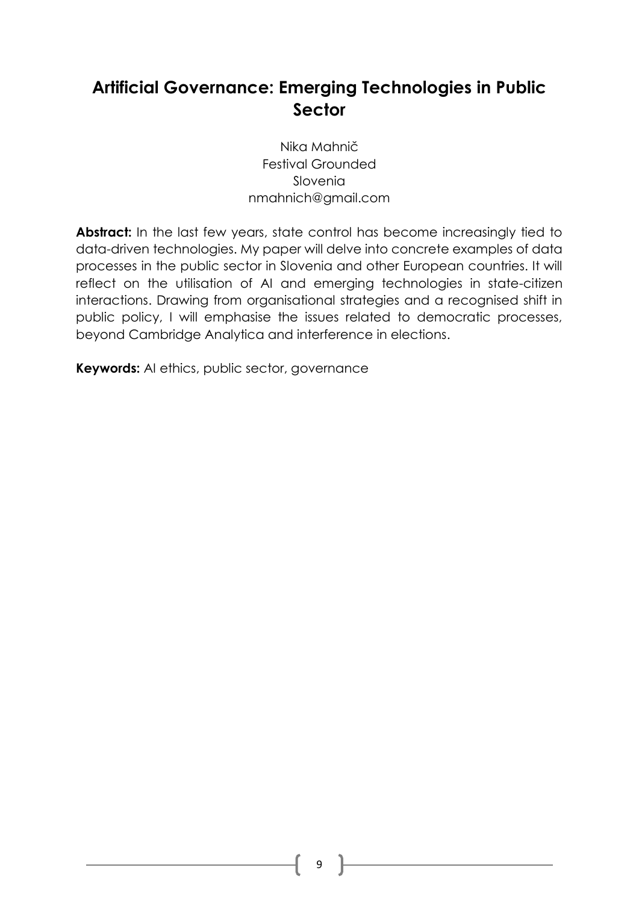# Artificial Governance: Emerging Technologies in Public Sector

Nika Mahnič
Festival Grounded
Slovenia
nmahnich@gmail.com

**Abstract:** In the last few years, state control has become increasingly tied to data-driven technologies. My paper will delve into concrete examples of data processes in the public sector in Slovenia and other European countries. It will reflect on the utilisation of AI and emerging technologies in state-citizen interactions. Drawing from organisational strategies and a recognised shift in public policy, I will emphasise the issues related to democratic processes, beyond Cambridge Analytica and interference in elections.

**Keywords:** AI ethics, public sector, governance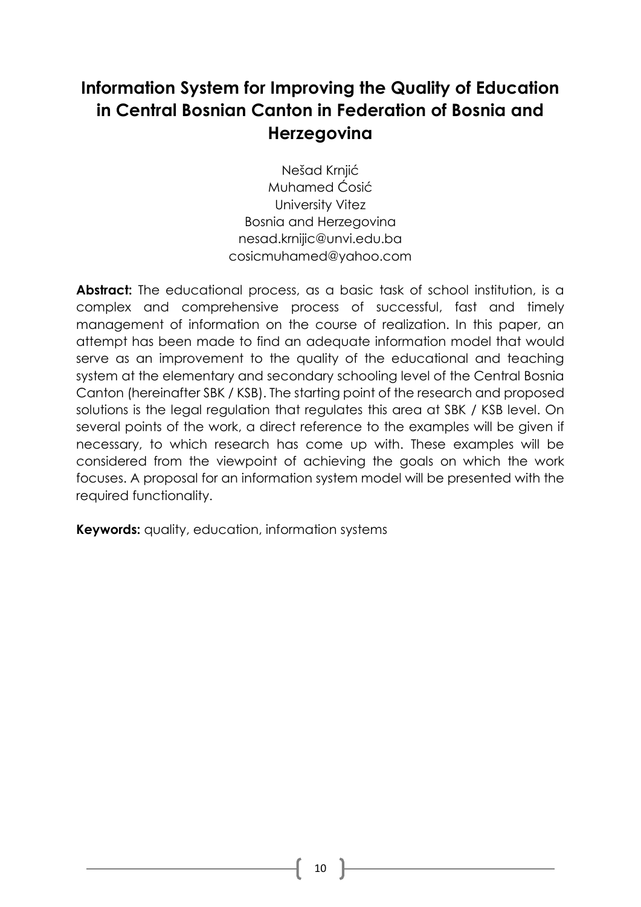# Information System for Improving the Quality of Education in Central Bosnian Canton in Federation of Bosnia and Herzegovina

Nešad Krnjić
Muhamed Ćosić
University Vitez
Bosnia and Herzegovina
nesad.krnijic@unvi.edu.ba
cosicmuhamed@yahoo.com

**Abstract:** The educational process, as a basic task of school institution, is a complex and comprehensive process of successful, fast and timely management of information on the course of realization. In this paper, an attempt has been made to find an adequate information model that would serve as an improvement to the quality of the educational and teaching system at the elementary and secondary schooling level of the Central Bosnia Canton (hereinafter SBK / KSB). The starting point of the research and proposed solutions is the legal regulation that regulates this area at SBK / KSB level. On several points of the work, a direct reference to the examples will be given if necessary, to which research has come up with. These examples will be considered from the viewpoint of achieving the goals on which the work focuses. A proposal for an information system model will be presented with the required functionality.

**Keywords:** quality, education, information systems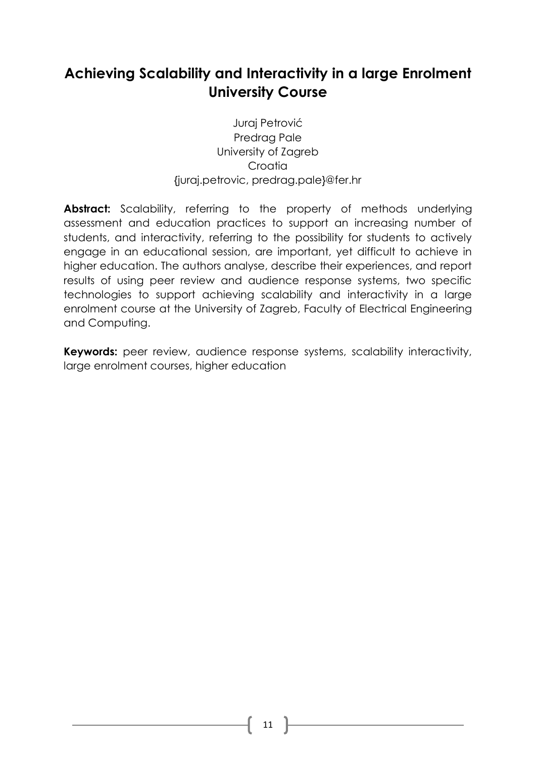# Achieving Scalability and Interactivity in a large Enrolment University Course

Juraj Petrović
Predrag Pale
University of Zagreb
Croatia
{juraj.petrovic, predrag.pale}@fer.hr

**Abstract:** Scalability, referring to the property of methods underlying assessment and education practices to support an increasing number of students, and interactivity, referring to the possibility for students to actively engage in an educational session, are important, yet difficult to achieve in higher education. The authors analyse, describe their experiences, and report results of using peer review and audience response systems, two specific technologies to support achieving scalability and interactivity in a large enrolment course at the University of Zagreb, Faculty of Electrical Engineering and Computing.

**Keywords:** peer review, audience response systems, scalability interactivity, large enrolment courses, higher education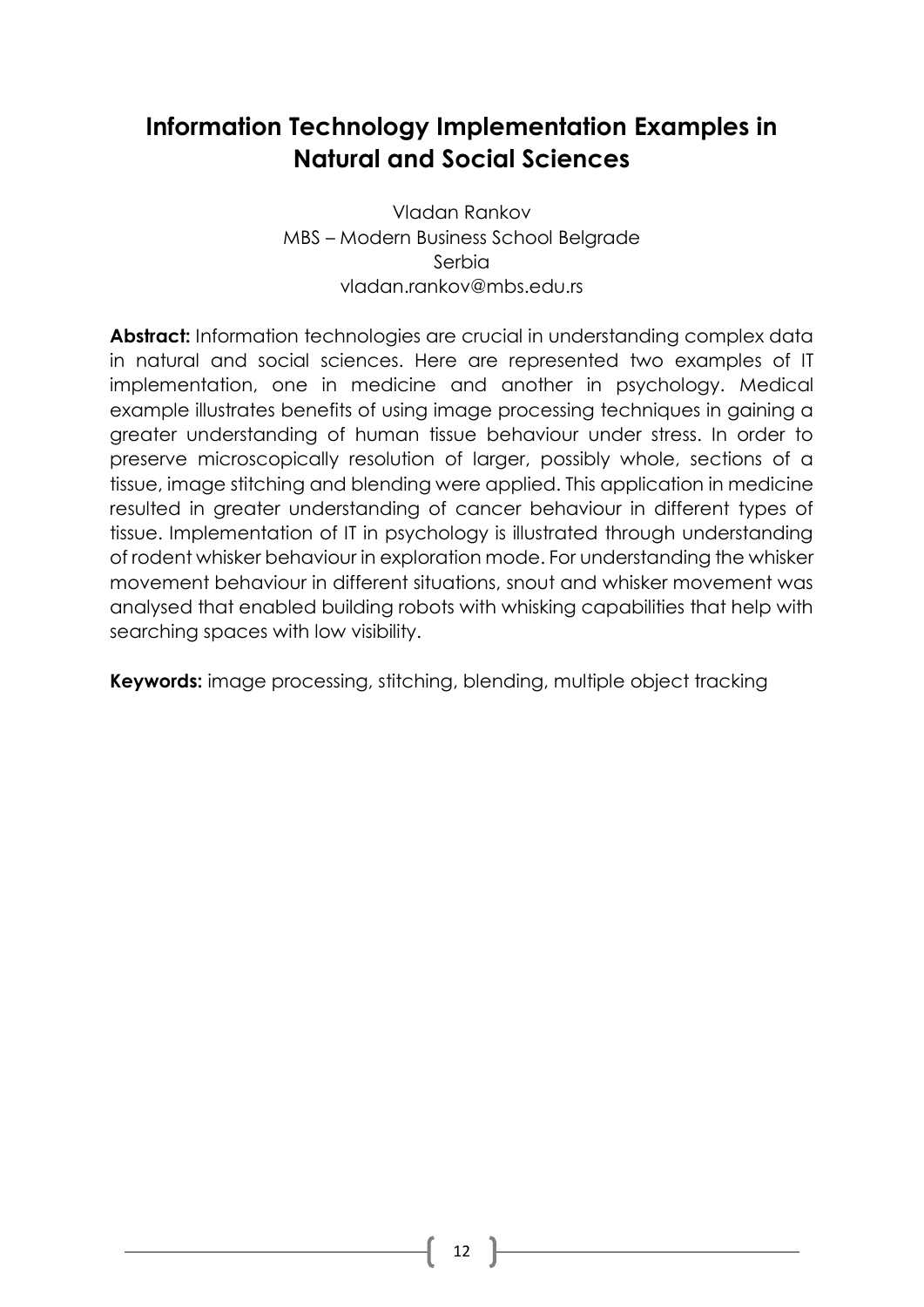# Information Technology Implementation Examples in Natural and Social Sciences

Vladan Rankov
MBS – Modern Business School Belgrade
Serbia
vladan.rankov@mbs.edu.rs

**Abstract:** Information technologies are crucial in understanding complex data in natural and social sciences. Here are represented two examples of IT implementation, one in medicine and another in psychology. Medical example illustrates benefits of using image processing techniques in gaining a greater understanding of human tissue behaviour under stress. In order to preserve microscopically resolution of larger, possibly whole, sections of a tissue, image stitching and blending were applied. This application in medicine resulted in greater understanding of cancer behaviour in different types of tissue. Implementation of IT in psychology is illustrated through understanding of rodent whisker behaviour in exploration mode. For understanding the whisker movement behaviour in different situations, snout and whisker movement was analysed that enabled building robots with whisking capabilities that help with searching spaces with low visibility.

**Keywords:** image processing, stitching, blending, multiple object tracking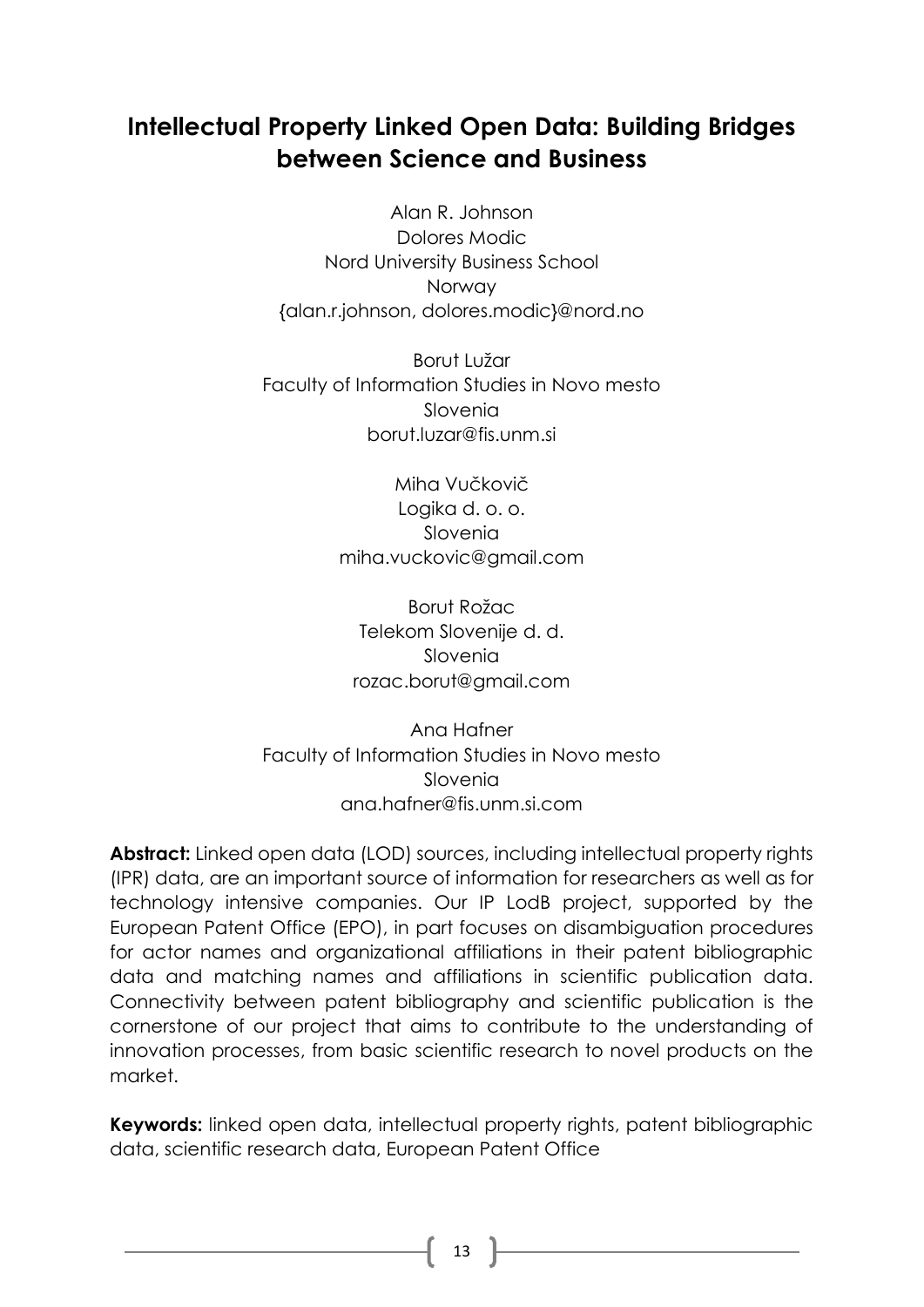# Intellectual Property Linked Open Data: Building Bridges between Science and Business

Alan R. Johnson
Dolores Modic
Nord University Business School
Norway
{alan.r.johnson, dolores.modic}@nord.no

Borut Lužar
Faculty of Information Studies in Novo mesto
Slovenia
borut.luzar@fis.unm.si

Miha Vučkovič
Logika d. o. o.
Slovenia
miha.vuckovic@gmail.com

Borut Rožac
Telekom Slovenije d. d.
Slovenia
rozac.borut@gmail.com

Ana Hafner
Faculty of Information Studies in Novo mesto
Slovenia
ana.hafner@fis.unm.si.com

**Abstract:** Linked open data (LOD) sources, including intellectual property rights (IPR) data, are an important source of information for researchers as well as for technology intensive companies. Our IP LodB project, supported by the European Patent Office (EPO), in part focuses on disambiguation procedures for actor names and organizational affiliations in their patent bibliographic data and matching names and affiliations in scientific publication data. Connectivity between patent bibliography and scientific publication is the cornerstone of our project that aims to contribute to the understanding of innovation processes, from basic scientific research to novel products on the market.

**Keywords:** linked open data, intellectual property rights, patent bibliographic data, scientific research data, European Patent Office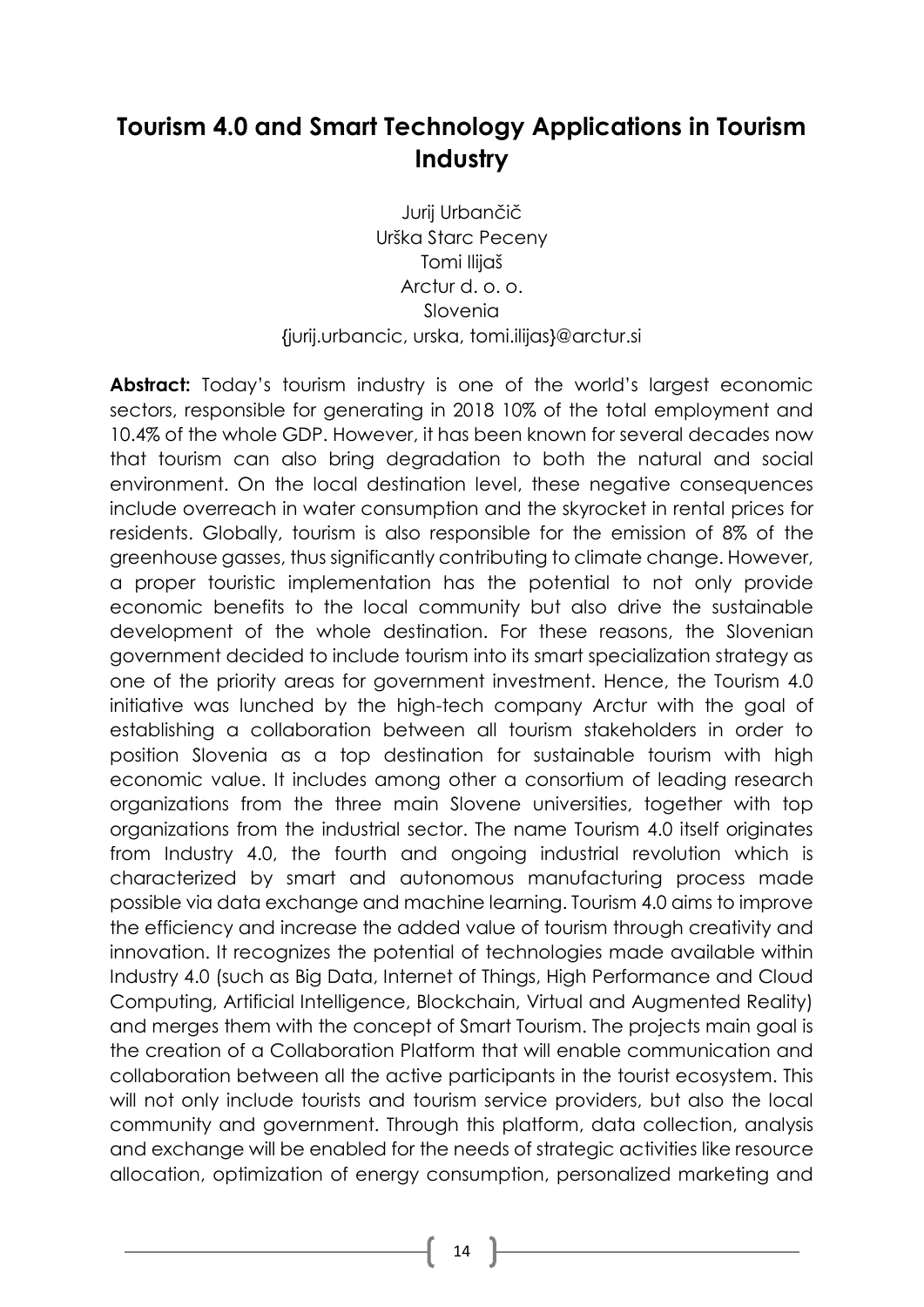# Tourism 4.0 and Smart Technology Applications in Tourism Industry

Jurij Urbančič
Urška Starc Peceny
Tomi Ilijaš
Arctur d. o. o.
Slovenia
{jurij.urbancic, urska, tomi.ilijas}@arctur.si

**Abstract:** Today's tourism industry is one of the world's largest economic sectors, responsible for generating in 2018 10% of the total employment and 10.4% of the whole GDP. However, it has been known for several decades now that tourism can also bring degradation to both the natural and social environment. On the local destination level, these negative consequences include overreach in water consumption and the skyrocket in rental prices for residents. Globally, tourism is also responsible for the emission of 8% of the greenhouse gasses, thus significantly contributing to climate change. However, a proper touristic implementation has the potential to not only provide economic benefits to the local community but also drive the sustainable development of the whole destination. For these reasons, the Slovenian government decided to include tourism into its smart specialization strategy as one of the priority areas for government investment. Hence, the Tourism 4.0 initiative was lunched by the high-tech company Arctur with the goal of establishing a collaboration between all tourism stakeholders in order to position Slovenia as a top destination for sustainable tourism with high economic value. It includes among other a consortium of leading research organizations from the three main Slovene universities, together with top organizations from the industrial sector. The name Tourism 4.0 itself originates from Industry 4.0, the fourth and ongoing industrial revolution which is characterized by smart and autonomous manufacturing process made possible via data exchange and machine learning. Tourism 4.0 aims to improve the efficiency and increase the added value of tourism through creativity and innovation. It recognizes the potential of technologies made available within Industry 4.0 (such as Big Data, Internet of Things, High Performance and Cloud Computing, Artificial Intelligence, Blockchain, Virtual and Augmented Reality) and merges them with the concept of Smart Tourism. The projects main goal is the creation of a Collaboration Platform that will enable communication and collaboration between all the active participants in the tourist ecosystem. This will not only include tourists and tourism service providers, but also the local community and government. Through this platform, data collection, analysis and exchange will be enabled for the needs of strategic activities like resource allocation, optimization of energy consumption, personalized marketing and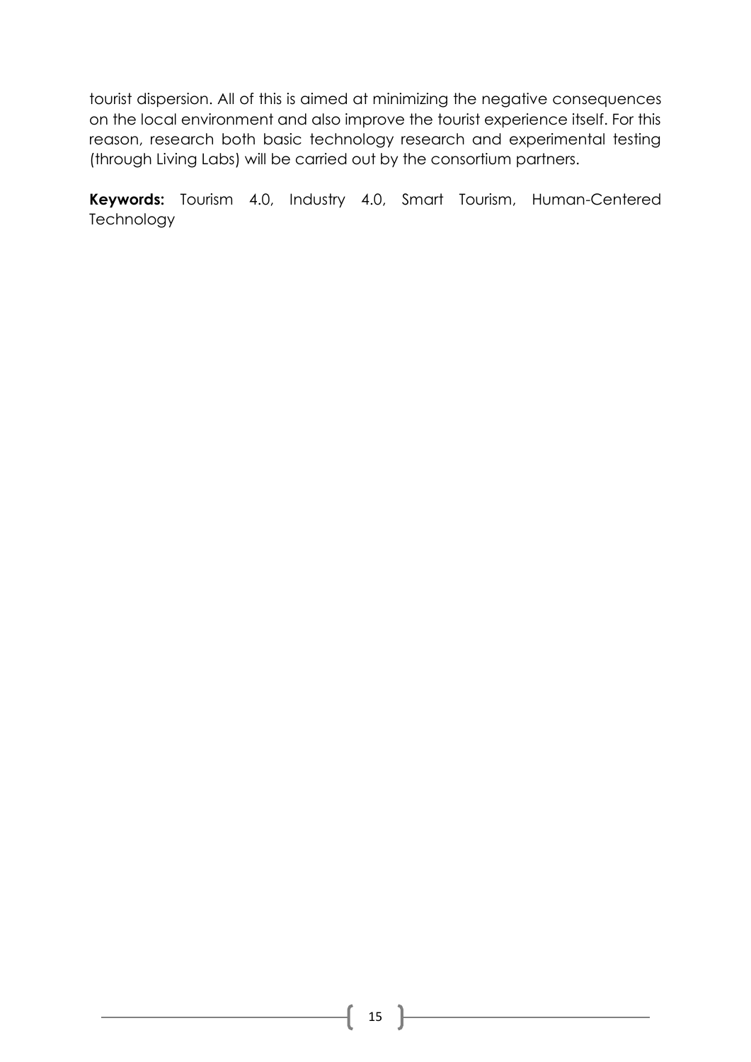tourist dispersion. All of this is aimed at minimizing the negative consequences on the local environment and also improve the tourist experience itself. For this reason, research both basic technology research and experimental testing (through Living Labs) will be carried out by the consortium partners.

**Keywords:** Tourism 4.0, Industry 4.0, Smart Tourism, Human-Centered Technology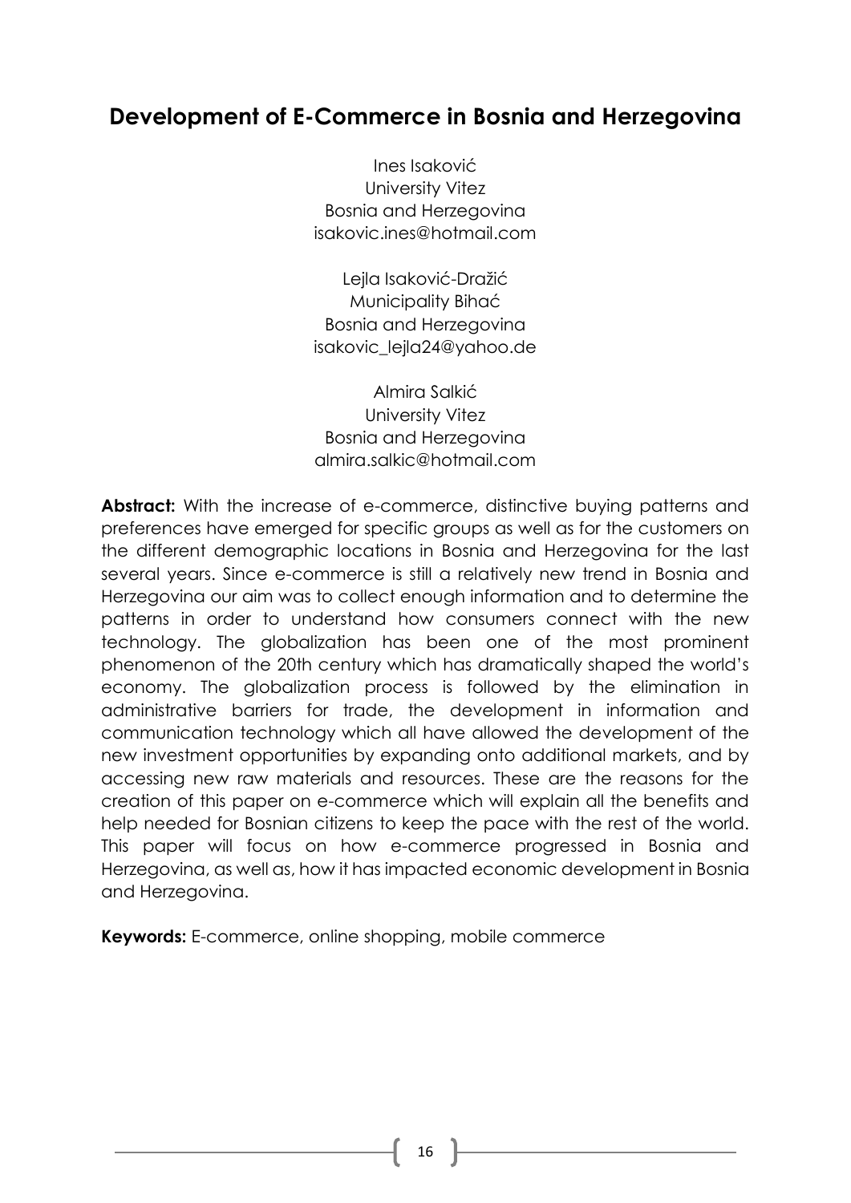# Development of E-Commerce in Bosnia and Herzegovina

Ines Isaković
University Vitez
Bosnia and Herzegovina
isakovic.ines@hotmail.com

Lejla Isaković-Dražić
Municipality Bihać
Bosnia and Herzegovina
isakovic_lejla24@yahoo.de

Almira Salkić
University Vitez
Bosnia and Herzegovina
almira.salkic@hotmail.com

**Abstract:** With the increase of e-commerce, distinctive buying patterns and preferences have emerged for specific groups as well as for the customers on the different demographic locations in Bosnia and Herzegovina for the last several years. Since e-commerce is still a relatively new trend in Bosnia and Herzegovina our aim was to collect enough information and to determine the patterns in order to understand how consumers connect with the new technology. The globalization has been one of the most prominent phenomenon of the 20th century which has dramatically shaped the world's economy. The globalization process is followed by the elimination in administrative barriers for trade, the development in information and communication technology which all have allowed the development of the new investment opportunities by expanding onto additional markets, and by accessing new raw materials and resources. These are the reasons for the creation of this paper on e-commerce which will explain all the benefits and help needed for Bosnian citizens to keep the pace with the rest of the world. This paper will focus on how e-commerce progressed in Bosnia and Herzegovina, as well as, how it has impacted economic development in Bosnia and Herzegovina.

**Keywords:** E-commerce, online shopping, mobile commerce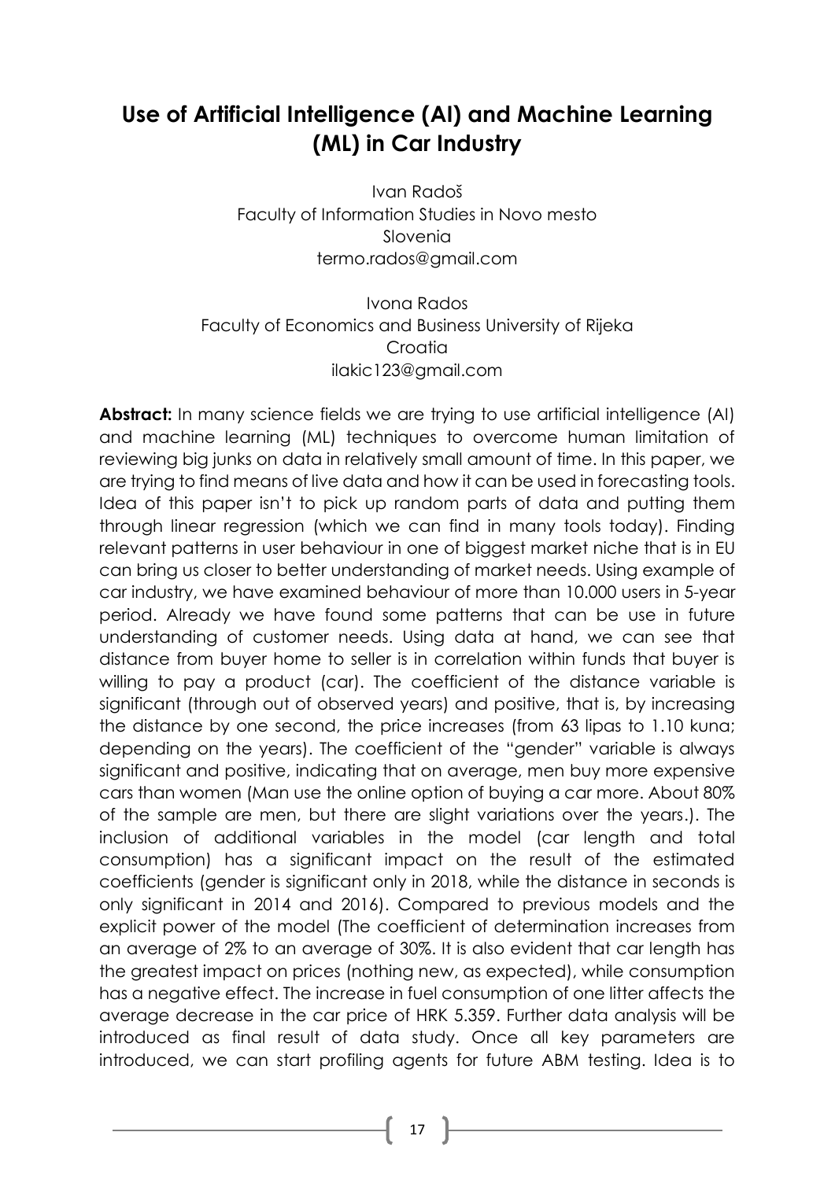# Use of Artificial Intelligence (AI) and Machine Learning (ML) in Car Industry

Ivan Radoš
Faculty of Information Studies in Novo mesto
Slovenia
termo.rados@gmail.com

Ivona Rados
Faculty of Economics and Business University of Rijeka
Croatia
ilakic123@gmail.com

**Abstract:** In many science fields we are trying to use artificial intelligence (AI) and machine learning (ML) techniques to overcome human limitation of reviewing big junks on data in relatively small amount of time. In this paper, we are trying to find means of live data and how it can be used in forecasting tools. Idea of this paper isn't to pick up random parts of data and putting them through linear regression (which we can find in many tools today). Finding relevant patterns in user behaviour in one of biggest market niche that is in EU can bring us closer to better understanding of market needs. Using example of car industry, we have examined behaviour of more than 10.000 users in 5-year period. Already we have found some patterns that can be use in future understanding of customer needs. Using data at hand, we can see that distance from buyer home to seller is in correlation within funds that buyer is willing to pay a product (car). The coefficient of the distance variable is significant (through out of observed years) and positive, that is, by increasing the distance by one second, the price increases (from 63 lipas to 1.10 kuna; depending on the years). The coefficient of the "gender" variable is always significant and positive, indicating that on average, men buy more expensive cars than women (Man use the online option of buying a car more. About 80% of the sample are men, but there are slight variations over the years.). The inclusion of additional variables in the model (car length and total consumption) has a significant impact on the result of the estimated coefficients (gender is significant only in 2018, while the distance in seconds is only significant in 2014 and 2016). Compared to previous models and the explicit power of the model (The coefficient of determination increases from an average of 2% to an average of 30%. It is also evident that car length has the greatest impact on prices (nothing new, as expected), while consumption has a negative effect. The increase in fuel consumption of one litter affects the average decrease in the car price of HRK 5.359. Further data analysis will be introduced as final result of data study. Once all key parameters are introduced, we can start profiling agents for future ABM testing. Idea is to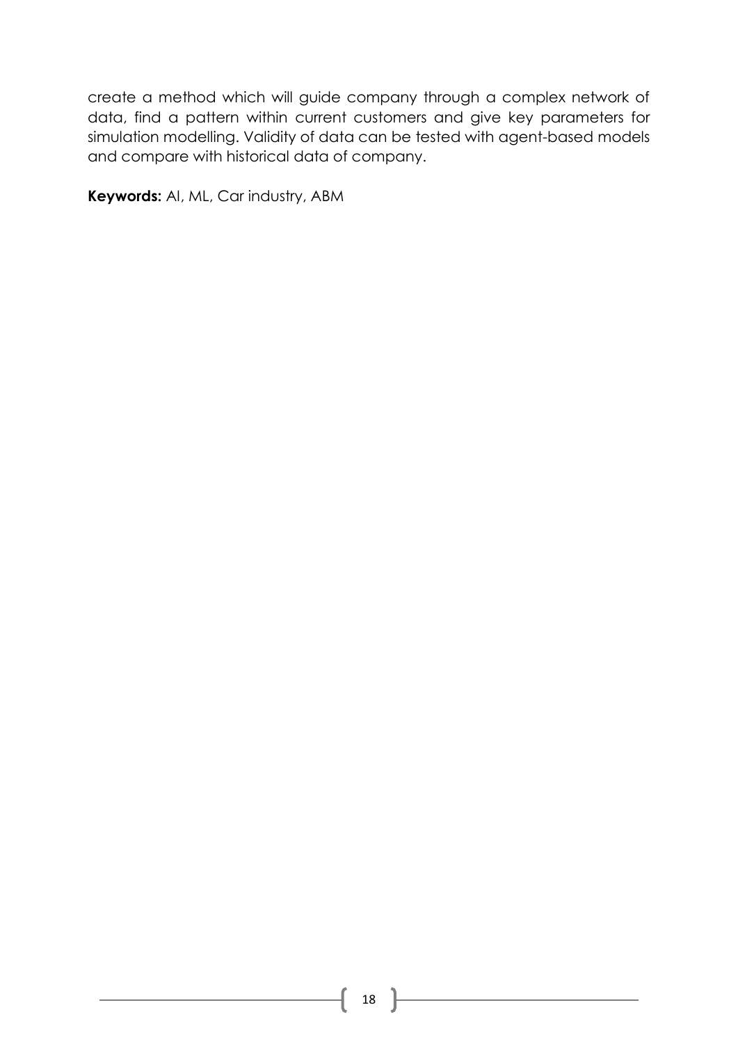create a method which will guide company through a complex network of data, find a pattern within current customers and give key parameters for simulation modelling. Validity of data can be tested with agent-based models and compare with historical data of company.

**Keywords:** AI, ML, Car industry, ABM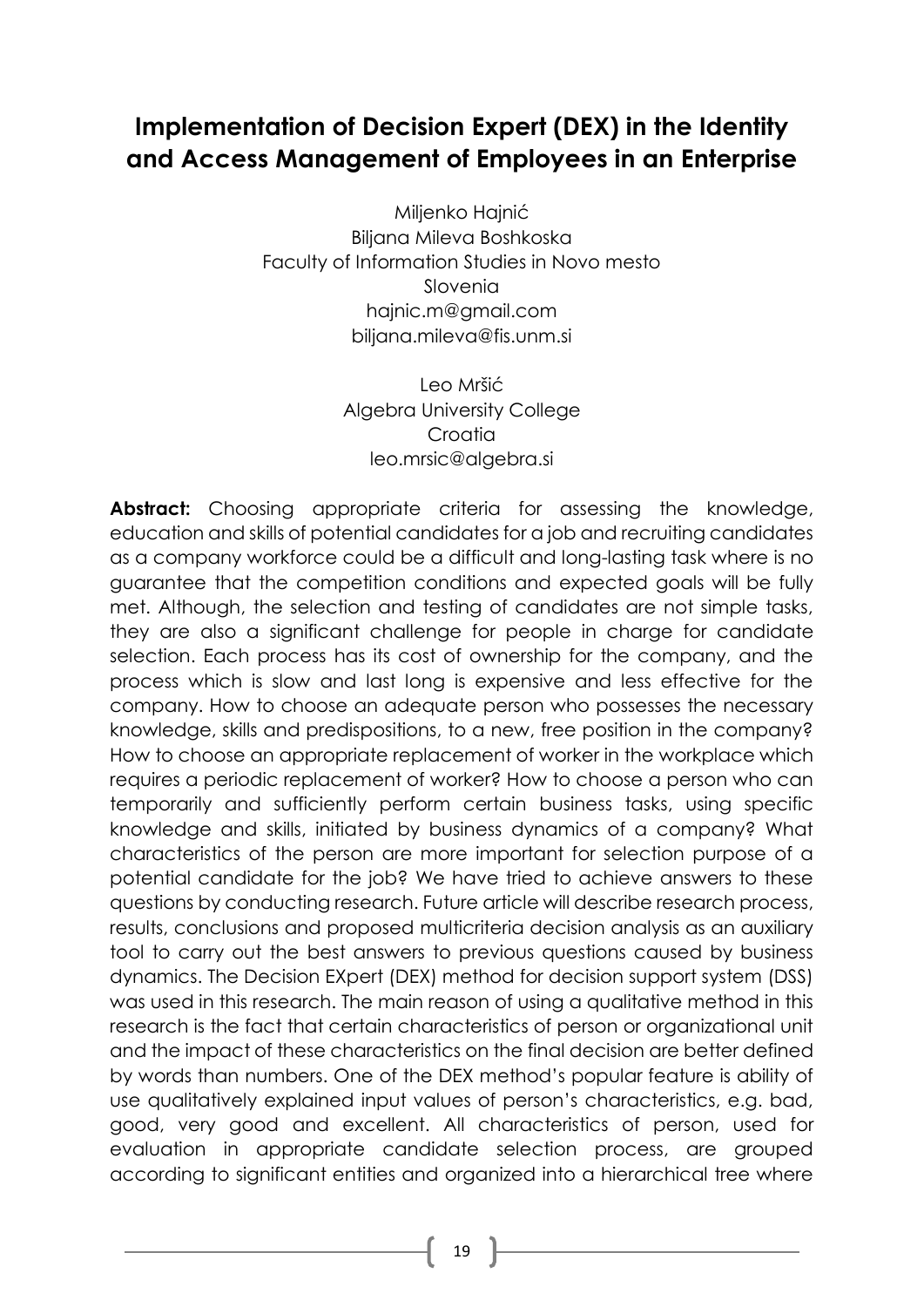# Implementation of Decision Expert (DEX) in the Identity and Access Management of Employees in an Enterprise

Miljenko Hajnić  
Biljana Mileva Boshkoska  
Faculty of Information Studies in Novo mesto  
Slovenia  
hajnic.m@gmail.com  
biljana.mileva@fis.unm.si

Leo Mršić  
Algebra University College  
Croatia  
leo.mrsic@algebra.si

**Abstract:** Choosing appropriate criteria for assessing the knowledge, education and skills of potential candidates for a job and recruiting candidates as a company workforce could be a difficult and long-lasting task where is no guarantee that the competition conditions and expected goals will be fully met. Although, the selection and testing of candidates are not simple tasks, they are also a significant challenge for people in charge for candidate selection. Each process has its cost of ownership for the company, and the process which is slow and last long is expensive and less effective for the company. How to choose an adequate person who possesses the necessary knowledge, skills and predispositions, to a new, free position in the company? How to choose an appropriate replacement of worker in the workplace which requires a periodic replacement of worker? How to choose a person who can temporarily and sufficiently perform certain business tasks, using specific knowledge and skills, initiated by business dynamics of a company? What characteristics of the person are more important for selection purpose of a potential candidate for the job? We have tried to achieve answers to these questions by conducting research. Future article will describe research process, results, conclusions and proposed multicriteria decision analysis as an auxiliary tool to carry out the best answers to previous questions caused by business dynamics. The Decision EXpert (DEX) method for decision support system (DSS) was used in this research. The main reason of using a qualitative method in this research is the fact that certain characteristics of person or organizational unit and the impact of these characteristics on the final decision are better defined by words than numbers. One of the DEX method's popular feature is ability of use qualitatively explained input values of person's characteristics, e.g. bad, good, very good and excellent. All characteristics of person, used for evaluation in appropriate candidate selection process, are grouped according to significant entities and organized into a hierarchical tree where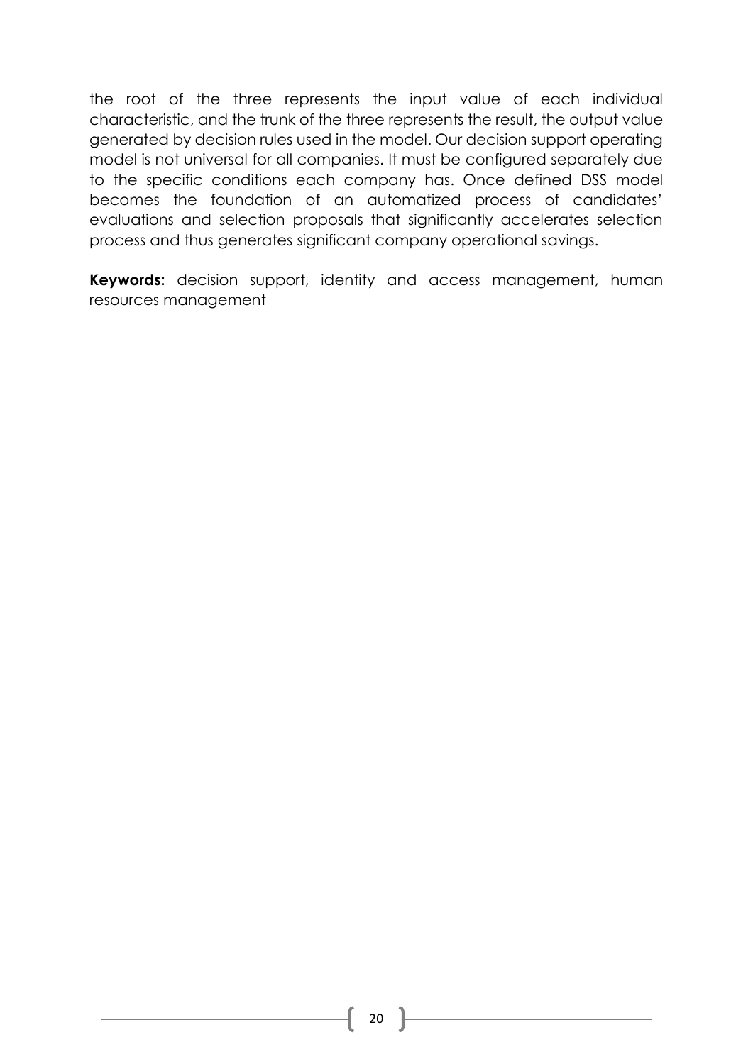the root of the three represents the input value of each individual characteristic, and the trunk of the three represents the result, the output value generated by decision rules used in the model. Our decision support operating model is not universal for all companies. It must be configured separately due to the specific conditions each company has. Once defined DSS model becomes the foundation of an automatized process of candidates' evaluations and selection proposals that significantly accelerates selection process and thus generates significant company operational savings.

**Keywords:** decision support, identity and access management, human resources management